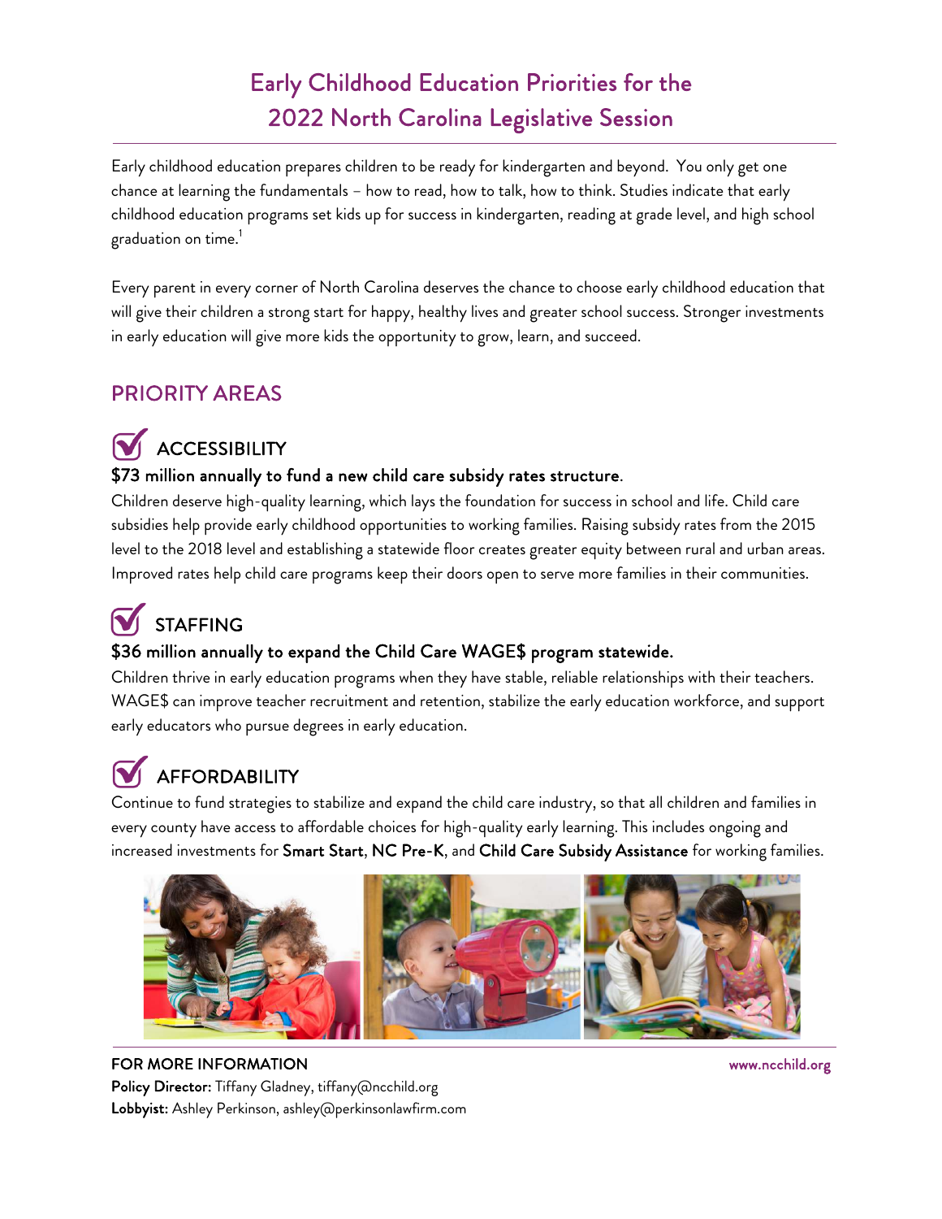# Early Childhood Education Priorities for the 2022 North Carolina Legislative Session

Early childhood education prepares children to be ready for kindergarten and beyond. You only get one chance at learning the fundamentals – how to read, how to talk, how to think. Studies indicate that early childhood education programs set kids up for success in kindergarten, reading at grade level, and high school graduation on time.[1]

Every parent in every corner of North Carolina deserves the chance to choose early childhood education that will give their children a strong start for happy, healthy lives and greater school success. Stronger investments in early education will give more kids the opportunity to grow, learn, and succeed.

## PRIORITY AREAS

### ACCESSIBILITY

**$73 million annually to fund a new child care subsidy rates structure.**

Children deserve high-quality learning, which lays the foundation for success in school and life. Child care subsidies help provide early childhood opportunities to working families. Raising subsidy rates from the 2015 level to the 2018 level and establishing a statewide floor creates greater equity between rural and urban areas. Improved rates help child care programs keep their doors open to serve more families in their communities.

### STAFFING

**$36 million annually to expand the Child Care WAGE$ program statewide.**

Children thrive in early education programs when they have stable, reliable relationships with their teachers. WAGE$ can improve teacher recruitment and retention, stabilize the early education workforce, and support early educators who pursue degrees in early education.

### AFFORDABILITY

Continue to fund strategies to stabilize and expand the child care industry, so that all children and families in every county have access to affordable choices for high-quality early learning. This includes ongoing and increased investments for **Smart Start**, **NC Pre-K**, and **Child Care Subsidy Assistance** for working families.

**FOR MORE INFORMATION**

**Policy Director:** Tiffany Gladney, tiffany@ncchild.org
**Lobbyist:** Ashley Perkinson, ashley@perkinsonlawfirm.com

www.ncchild.org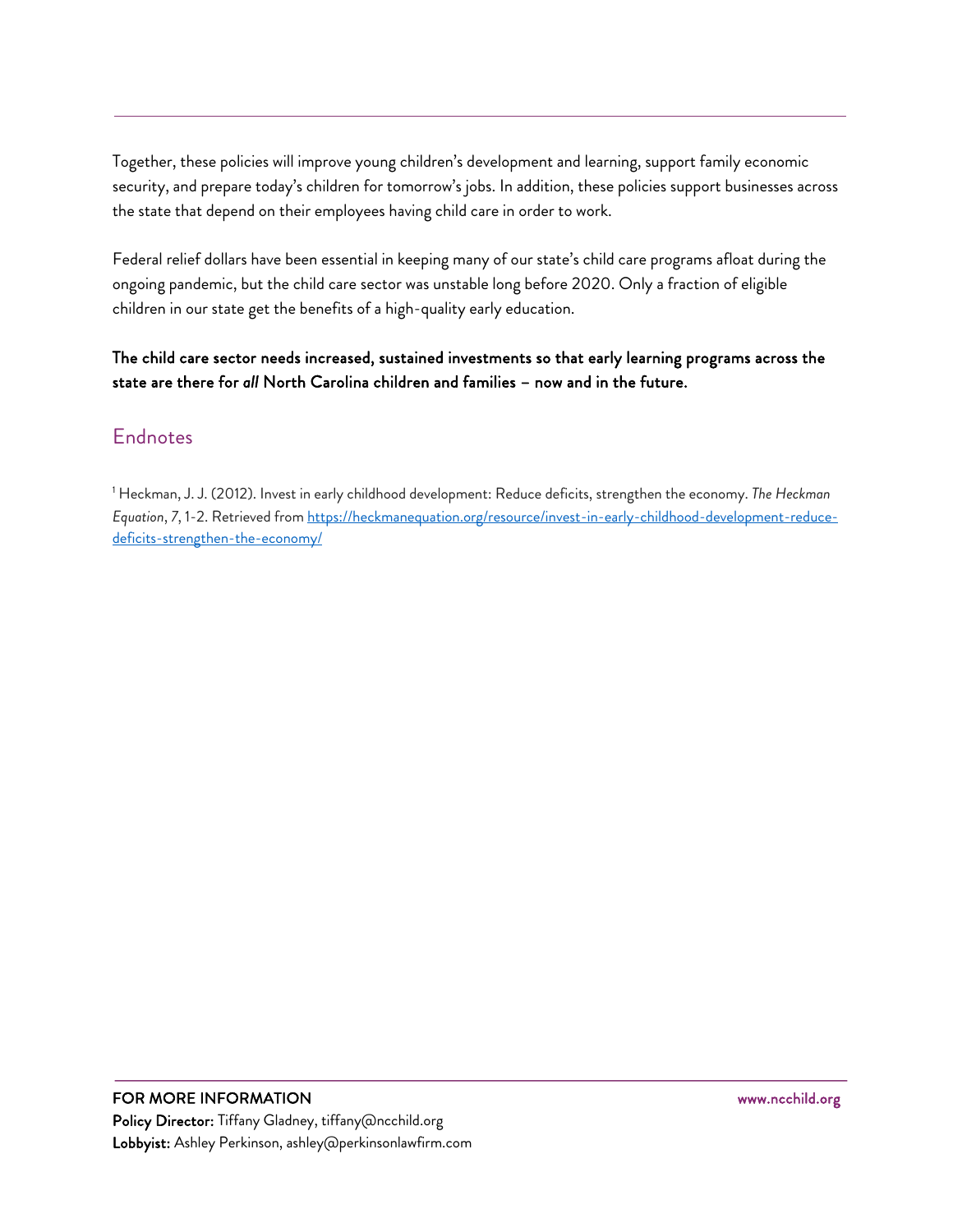Together, these policies will improve young children's development and learning, support family economic security, and prepare today's children for tomorrow's jobs. In addition, these policies support businesses across the state that depend on their employees having child care in order to work.

Federal relief dollars have been essential in keeping many of our state's child care programs afloat during the ongoing pandemic, but the child care sector was unstable long before 2020. Only a fraction of eligible children in our state get the benefits of a high-quality early education.

**The child care sector needs increased, sustained investments so that early learning programs across the state are there for *all* North Carolina children and families – now and in the future.**

## Endnotes

[1] Heckman, J. J. (2012). Invest in early childhood development: Reduce deficits, strengthen the economy. *The Heckman Equation*, *7*, 1-2. Retrieved from https://heckmanequation.org/resource/invest-in-early-childhood-development-reduce-deficits-strengthen-the-economy/

**FOR MORE INFORMATION** **www.ncchild.org**

**Policy Director:** Tiffany Gladney, tiffany@ncchild.org

**Lobbyist:** Ashley Perkinson, ashley@perkinsonlawfirm.com